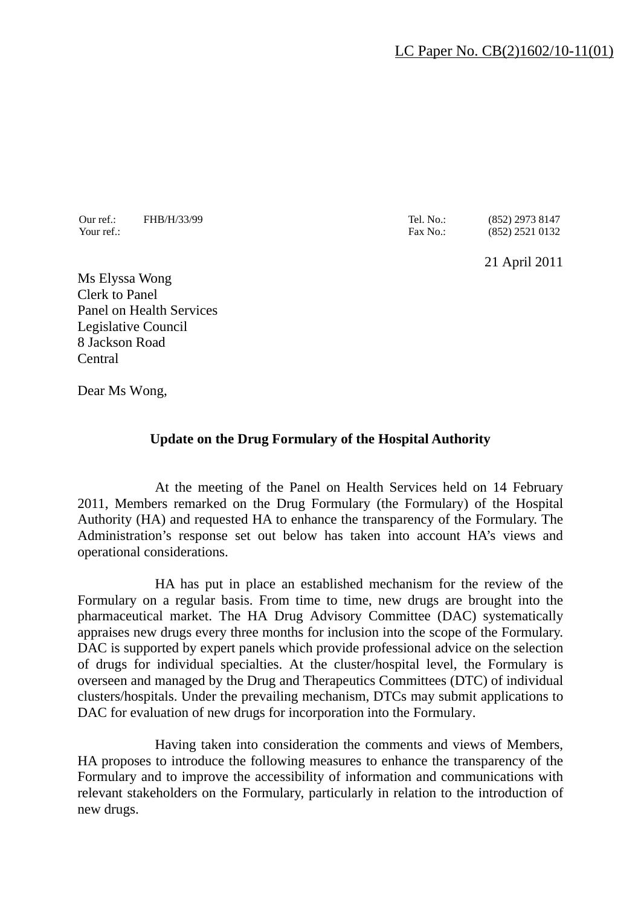LC Paper No. CB(2)1602/10-11(01)

Our ref.: FHB/H/33/99
Your ref.:

Tel. No.: (852) 2973 8147
Fax No.: (852) 2521 0132

21 April 2011

Ms Elyssa Wong
Clerk to Panel
Panel on Health Services
Legislative Council
8 Jackson Road
Central

Dear Ms Wong,

**Update on the Drug Formulary of the Hospital Authority**

At the meeting of the Panel on Health Services held on 14 February 2011, Members remarked on the Drug Formulary (the Formulary) of the Hospital Authority (HA) and requested HA to enhance the transparency of the Formulary. The Administration's response set out below has taken into account HA's views and operational considerations.

HA has put in place an established mechanism for the review of the Formulary on a regular basis. From time to time, new drugs are brought into the pharmaceutical market. The HA Drug Advisory Committee (DAC) systematically appraises new drugs every three months for inclusion into the scope of the Formulary. DAC is supported by expert panels which provide professional advice on the selection of drugs for individual specialties. At the cluster/hospital level, the Formulary is overseen and managed by the Drug and Therapeutics Committees (DTC) of individual clusters/hospitals. Under the prevailing mechanism, DTCs may submit applications to DAC for evaluation of new drugs for incorporation into the Formulary.

Having taken into consideration the comments and views of Members, HA proposes to introduce the following measures to enhance the transparency of the Formulary and to improve the accessibility of information and communications with relevant stakeholders on the Formulary, particularly in relation to the introduction of new drugs.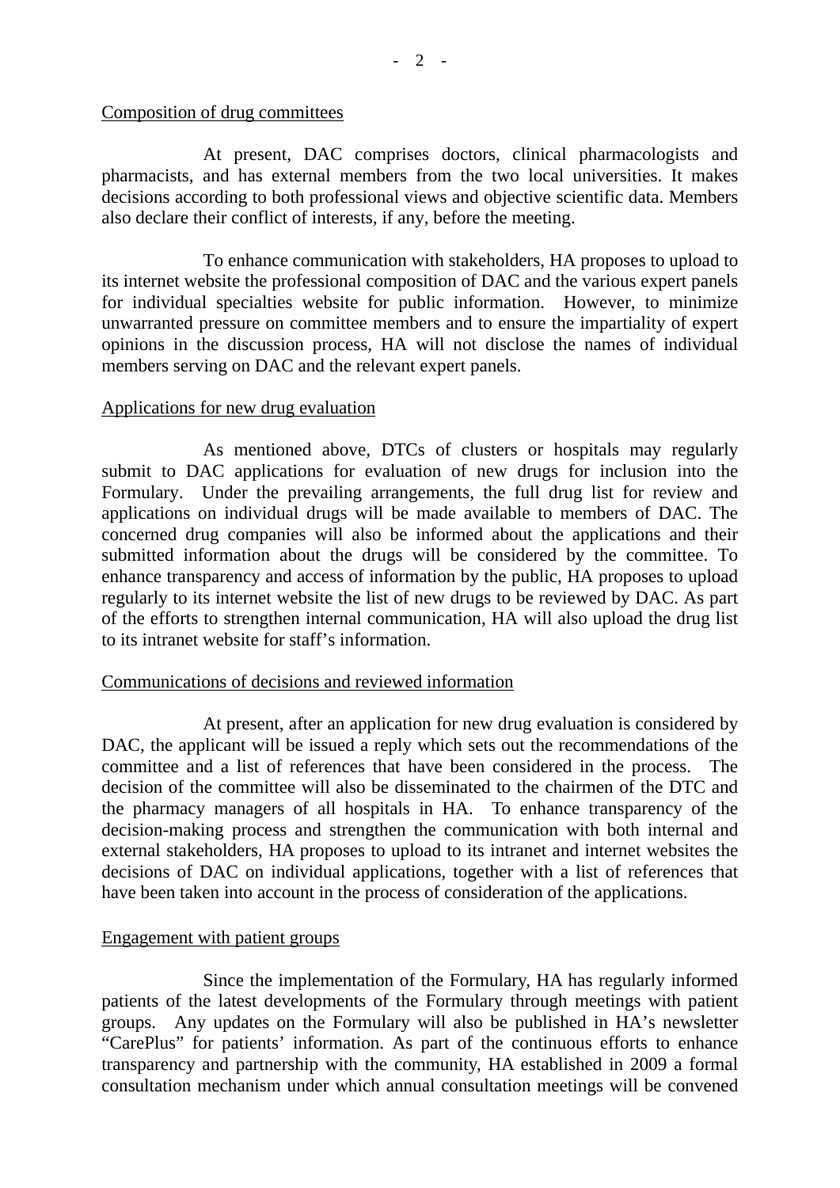Composition of drug committees

At present, DAC comprises doctors, clinical pharmacologists and pharmacists, and has external members from the two local universities. It makes decisions according to both professional views and objective scientific data. Members also declare their conflict of interests, if any, before the meeting.

To enhance communication with stakeholders, HA proposes to upload to its internet website the professional composition of DAC and the various expert panels for individual specialties website for public information. However, to minimize unwarranted pressure on committee members and to ensure the impartiality of expert opinions in the discussion process, HA will not disclose the names of individual members serving on DAC and the relevant expert panels.

Applications for new drug evaluation

As mentioned above, DTCs of clusters or hospitals may regularly submit to DAC applications for evaluation of new drugs for inclusion into the Formulary. Under the prevailing arrangements, the full drug list for review and applications on individual drugs will be made available to members of DAC. The concerned drug companies will also be informed about the applications and their submitted information about the drugs will be considered by the committee. To enhance transparency and access of information by the public, HA proposes to upload regularly to its internet website the list of new drugs to be reviewed by DAC. As part of the efforts to strengthen internal communication, HA will also upload the drug list to its intranet website for staff's information.

Communications of decisions and reviewed information

At present, after an application for new drug evaluation is considered by DAC, the applicant will be issued a reply which sets out the recommendations of the committee and a list of references that have been considered in the process. The decision of the committee will also be disseminated to the chairmen of the DTC and the pharmacy managers of all hospitals in HA. To enhance transparency of the decision-making process and strengthen the communication with both internal and external stakeholders, HA proposes to upload to its intranet and internet websites the decisions of DAC on individual applications, together with a list of references that have been taken into account in the process of consideration of the applications.

Engagement with patient groups

Since the implementation of the Formulary, HA has regularly informed patients of the latest developments of the Formulary through meetings with patient groups. Any updates on the Formulary will also be published in HA's newsletter "CarePlus" for patients' information. As part of the continuous efforts to enhance transparency and partnership with the community, HA established in 2009 a formal consultation mechanism under which annual consultation meetings will be convened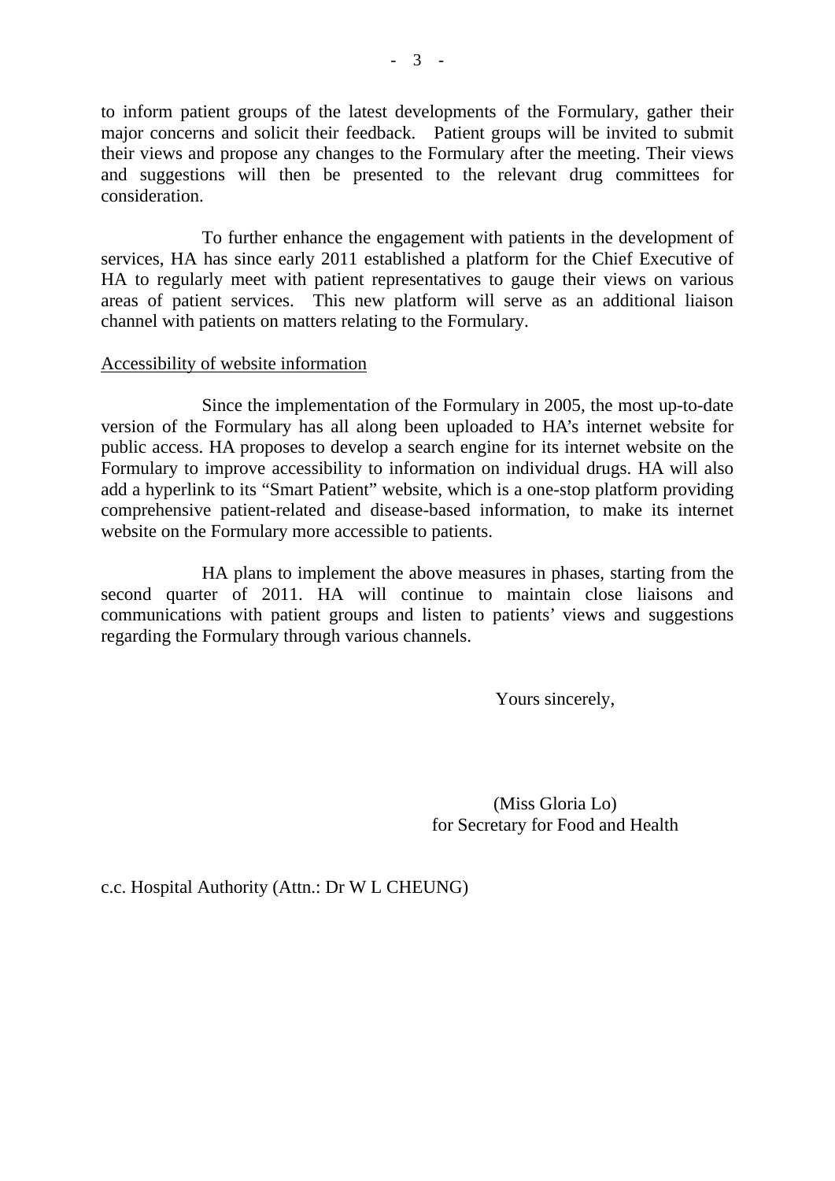to inform patient groups of the latest developments of the Formulary, gather their major concerns and solicit their feedback. Patient groups will be invited to submit their views and propose any changes to the Formulary after the meeting. Their views and suggestions will then be presented to the relevant drug committees for consideration.

To further enhance the engagement with patients in the development of services, HA has since early 2011 established a platform for the Chief Executive of HA to regularly meet with patient representatives to gauge their views on various areas of patient services. This new platform will serve as an additional liaison channel with patients on matters relating to the Formulary.

<u>Accessibility of website information</u>

Since the implementation of the Formulary in 2005, the most up-to-date version of the Formulary has all along been uploaded to HA's internet website for public access. HA proposes to develop a search engine for its internet website on the Formulary to improve accessibility to information on individual drugs. HA will also add a hyperlink to its "Smart Patient" website, which is a one-stop platform providing comprehensive patient-related and disease-based information, to make its internet website on the Formulary more accessible to patients.

HA plans to implement the above measures in phases, starting from the second quarter of 2011. HA will continue to maintain close liaisons and communications with patient groups and listen to patients' views and suggestions regarding the Formulary through various channels.

Yours sincerely,

(Miss Gloria Lo)
for Secretary for Food and Health

c.c. Hospital Authority (Attn.: Dr W L CHEUNG)